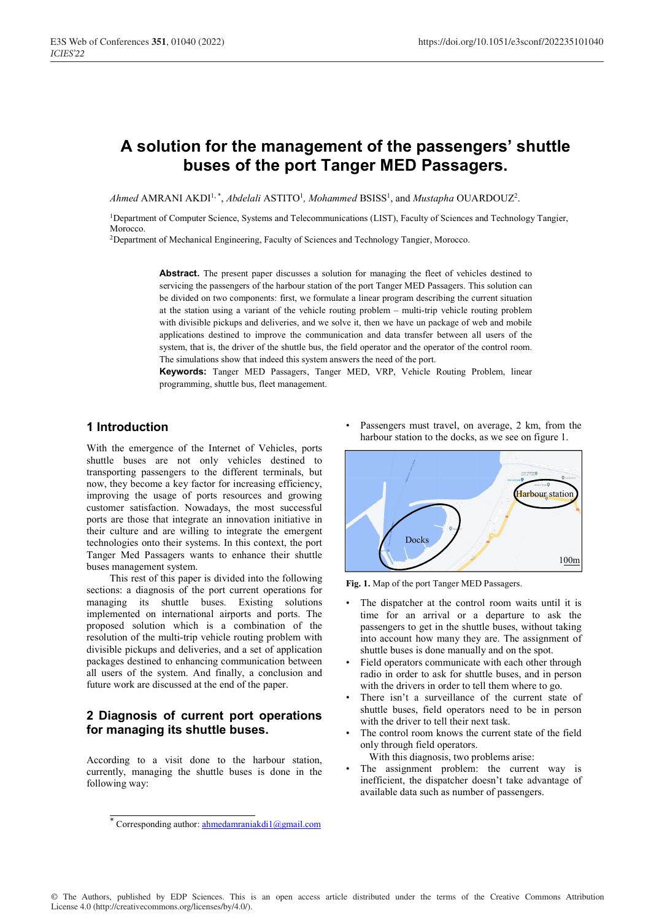# A solution for the management of the passengers' shuttle buses of the port Tanger MED Passagers.

*Ahmed* AMRANI AKDI[1,*], *Abdelali* ASTITO[1], *Mohammed* BSISS[1], and *Mustapha* OUARDOUZ[2].

[1]Department of Computer Science, Systems and Telecommunications (LIST), Faculty of Sciences and Technology Tangier, Morocco.
[2]Department of Mechanical Engineering, Faculty of Sciences and Technology Tangier, Morocco.

**Abstract.** The present paper discusses a solution for managing the fleet of vehicles destined to servicing the passengers of the harbour station of the port Tanger MED Passagers. This solution can be divided on two components: first, we formulate a linear program describing the current situation at the station using a variant of the vehicle routing problem – multi-trip vehicle routing problem with divisible pickups and deliveries, and we solve it, then we have un package of web and mobile applications destined to improve the communication and data transfer between all users of the system, that is, the driver of the shuttle bus, the field operator and the operator of the control room. The simulations show that indeed this system answers the need of the port.

**Keywords:** Tanger MED Passagers, Tanger MED, VRP, Vehicle Routing Problem, linear programming, shuttle bus, fleet management.

## 1 Introduction

With the emergence of the Internet of Vehicles, ports shuttle buses are not only vehicles destined to transporting passengers to the different terminals, but now, they become a key factor for increasing efficiency, improving the usage of ports resources and growing customer satisfaction. Nowadays, the most successful ports are those that integrate an innovation initiative in their culture and are willing to integrate the emergent technologies onto their systems. In this context, the port Tanger Med Passagers wants to enhance their shuttle buses management system.

This rest of this paper is divided into the following sections: a diagnosis of the port current operations for managing its shuttle buses. Existing solutions implemented on international airports and ports. The proposed solution which is a combination of the resolution of the multi-trip vehicle routing problem with divisible pickups and deliveries, and a set of application packages destined to enhancing communication between all users of the system. And finally, a conclusion and future work are discussed at the end of the paper.

## 2 Diagnosis of current port operations for managing its shuttle buses.

According to a visit done to the harbour station, currently, managing the shuttle buses is done in the following way:

- Passengers must travel, on average, 2 km, from the harbour station to the docks, as we see on figure 1.

**Fig. 1.** Map of the port Tanger MED Passagers.

- The dispatcher at the control room waits until it is time for an arrival or a departure to ask the passengers to get in the shuttle buses, without taking into account how many they are. The assignment of shuttle buses is done manually and on the spot.
- Field operators communicate with each other through radio in order to ask for shuttle buses, and in person with the drivers in order to tell them where to go.
- There isn't a surveillance of the current state of shuttle buses, field operators need to be in person with the driver to tell their next task.
- The control room knows the current state of the field only through field operators.

With this diagnosis, two problems arise:

- The assignment problem: the current way is inefficient, the dispatcher doesn't take advantage of available data such as number of passengers.

[*] Corresponding author: ahmedamraniakdi1@gmail.com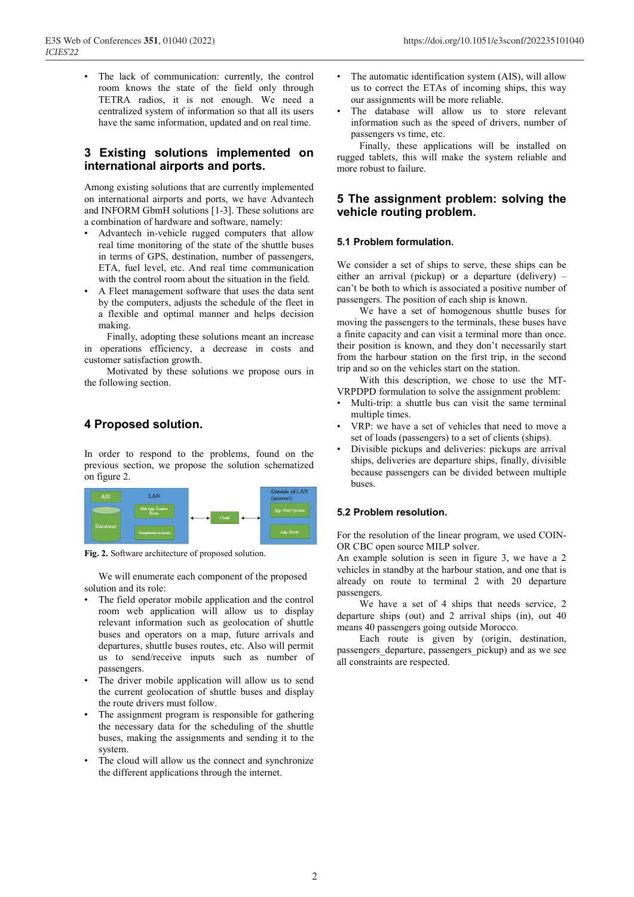- The lack of communication: currently, the control room knows the state of the field only through TETRA radios, it is not enough. We need a centralized system of information so that all its users have the same information, updated and on real time.

## 3 Existing solutions implemented on international airports and ports.

Among existing solutions that are currently implemented on international airports and ports, we have Advantech and INFORM GbmH solutions [1-3]. These solutions are a combination of hardware and software, namely:

- Advantech in-vehicle rugged computers that allow real time monitoring of the state of the shuttle buses in terms of GPS, destination, number of passengers, ETA, fuel level, etc. And real time communication with the control room about the situation in the field.
- A Fleet management software that uses the data sent by the computers, adjusts the schedule of the fleet in a flexible and optimal manner and helps decision making.

Finally, adopting these solutions meant an increase in operations efficiency, a decrease in costs and customer satisfaction growth.

Motivated by these solutions we propose ours in the following section.

## 4 Proposed solution.

In order to respond to the problems, found on the previous section, we propose the solution schematized on figure 2.

AIS | LAN | Database | Web App Control Room | Assignment program | Cloud | Outside of LAN (internet) | App. Field Operator | App. Driver

**Fig. 2.** Software architecture of proposed solution.

We will enumerate each component of the proposed solution and its role:

- The field operator mobile application and the control room web application will allow us to display relevant information such as geolocation of shuttle buses and operators on a map, future arrivals and departures, shuttle buses routes, etc. Also will permit us to send/receive inputs such as number of passengers.
- The driver mobile application will allow us to send the current geolocation of shuttle buses and display the route drivers must follow.
- The assignment program is responsible for gathering the necessary data for the scheduling of the shuttle buses, making the assignments and sending it to the system.
- The cloud will allow us the connect and synchronize the different applications through the internet.
- The automatic identification system (AIS), will allow us to correct the ETAs of incoming ships, this way our assignments will be more reliable.
- The database will allow us to store relevant information such as the speed of drivers, number of passengers vs time, etc.

Finally, these applications will be installed on rugged tablets, this will make the system reliable and more robust to failure.

## 5 The assignment problem: solving the vehicle routing problem.

### 5.1 Problem formulation.

We consider a set of ships to serve, these ships can be either an arrival (pickup) or a departure (delivery) – can't be both to which is associated a positive number of passengers. The position of each ship is known.

We have a set of homogenous shuttle buses for moving the passengers to the terminals, these buses have a finite capacity and can visit a terminal more than once. their position is known, and they don't necessarily start from the harbour station on the first trip, in the second trip and so on the vehicles start on the station.

With this description, we chose to use the MT-VRPDPD formulation to solve the assignment problem:

- Multi-trip: a shuttle bus can visit the same terminal multiple times.
- VRP: we have a set of vehicles that need to move a set of loads (passengers) to a set of clients (ships).
- Divisible pickups and deliveries: pickups are arrival ships, deliveries are departure ships, finally, divisible because passengers can be divided between multiple buses.

### 5.2 Problem resolution.

For the resolution of the linear program, we used COIN-OR CBC open source MILP solver.

An example solution is seen in figure 3, we have a 2 vehicles in standby at the harbour station, and one that is already on route to terminal 2 with 20 departure passengers.

We have a set of 4 ships that needs service, 2 departure ships (out) and 2 arrival ships (in), out 40 means 40 passengers going outside Morocco.

Each route is given by (origin, destination, passengers_departure, passengers_pickup) and as we see all constraints are respected.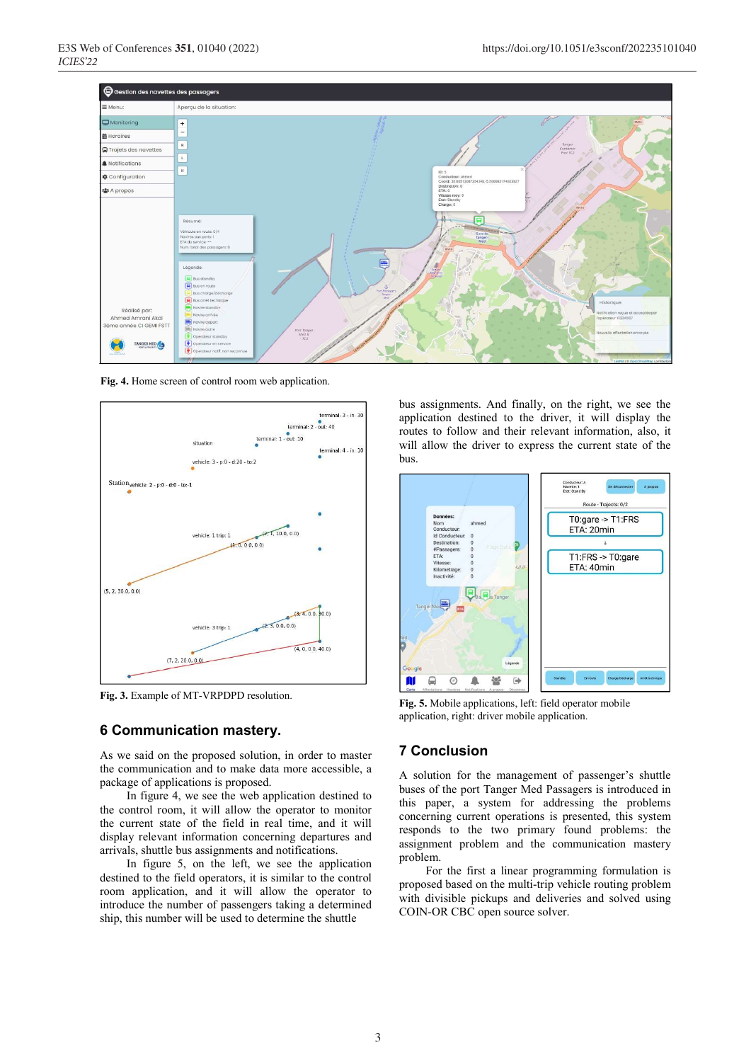Fig. 4. Home screen of control room web application.

Fig. 3. Example of MT-VRPDPD resolution.

## 6 Communication mastery.

As we said on the proposed solution, in order to master the communication and to make data more accessible, a package of applications is proposed.

In figure 4, we see the web application destined to the control room, it will allow the operator to monitor the current state of the field in real time, and it will display relevant information concerning departures and arrivals, shuttle bus assignments and notifications.

In figure 5, on the left, we see the application destined to the field operators, it is similar to the control room application, and it will allow the operator to introduce the number of passengers taking a determined ship, this number will be used to determine the shuttle bus assignments. And finally, on the right, we see the application destined to the driver, it will display the routes to follow and their relevant information, also, it will allow the driver to express the current state of the bus.

Fig. 5. Mobile applications, left: field operator mobile application, right: driver mobile application.

## 7 Conclusion

A solution for the management of passenger's shuttle buses of the port Tanger Med Passagers is introduced in this paper, a system for addressing the problems concerning current operations is presented, this system responds to the two primary found problems: the assignment problem and the communication mastery problem.

For the first a linear programming formulation is proposed based on the multi-trip vehicle routing problem with divisible pickups and deliveries and solved using COIN-OR CBC open source solver.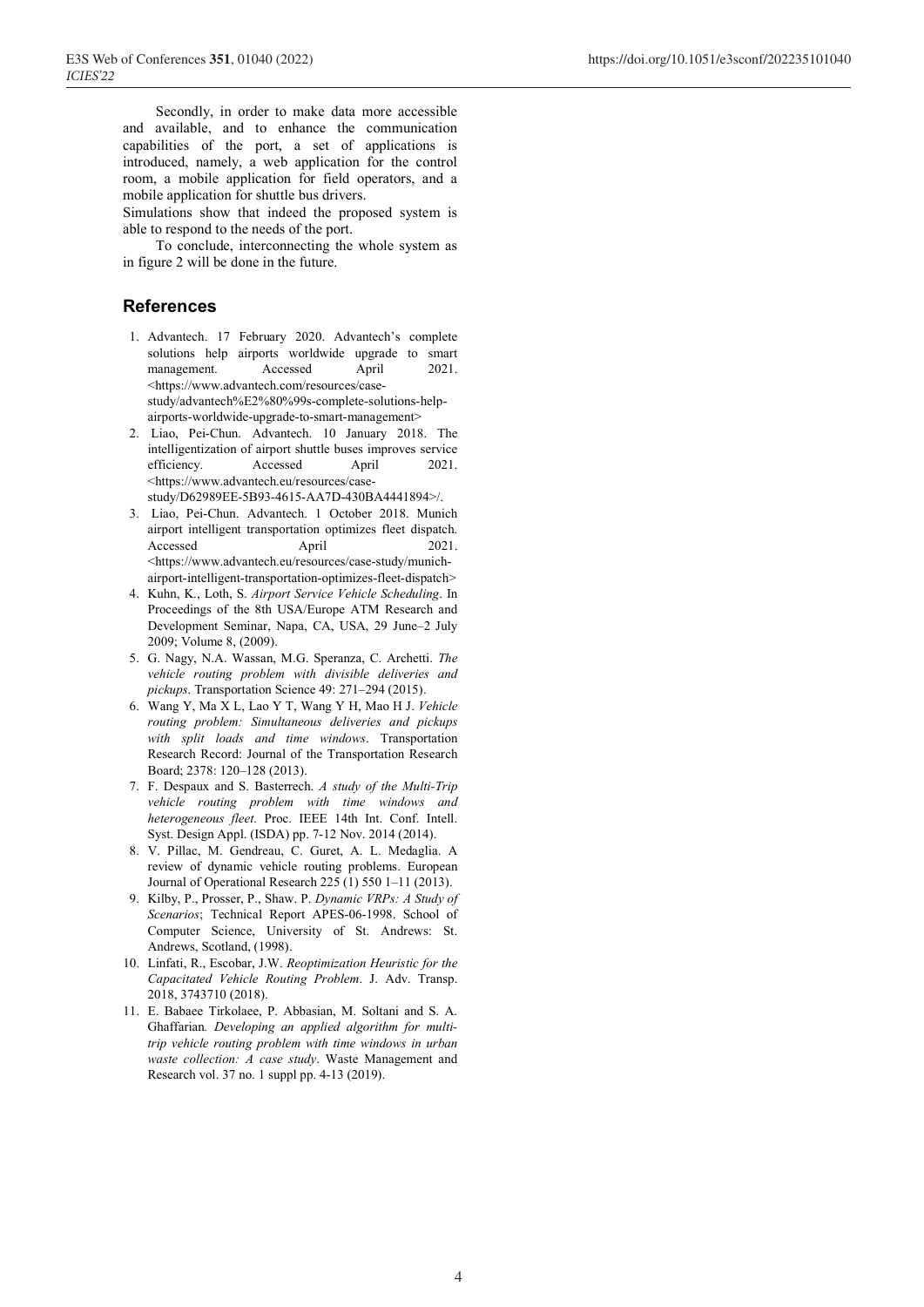Secondly, in order to make data more accessible and available, and to enhance the communication capabilities of the port, a set of applications is introduced, namely, a web application for the control room, a mobile application for field operators, and a mobile application for shuttle bus drivers.

Simulations show that indeed the proposed system is able to respond to the needs of the port.

To conclude, interconnecting the whole system as in figure 2 will be done in the future.

## References

1. Advantech. 17 February 2020. Advantech's complete solutions help airports worldwide upgrade to smart management. Accessed April 2021. <https://www.advantech.com/resources/case-study/advantech%E2%80%99s-complete-solutions-help-airports-worldwide-upgrade-to-smart-management>
2. Liao, Pei-Chun. Advantech. 10 January 2018. The intelligentization of airport shuttle buses improves service efficiency. Accessed April 2021. <https://www.advantech.eu/resources/case-study/D62989EE-5B93-4615-AA7D-430BA4441894>/.
3. Liao, Pei-Chun. Advantech. 1 October 2018. Munich airport intelligent transportation optimizes fleet dispatch. Accessed April 2021. <https://www.advantech.eu/resources/case-study/munich-airport-intelligent-transportation-optimizes-fleet-dispatch>
4. Kuhn, K., Loth, S. *Airport Service Vehicle Scheduling*. In Proceedings of the 8th USA/Europe ATM Research and Development Seminar, Napa, CA, USA, 29 June–2 July 2009; Volume 8, (2009).
5. G. Nagy, N.A. Wassan, M.G. Speranza, C. Archetti. *The vehicle routing problem with divisible deliveries and pickups*. Transportation Science 49: 271–294 (2015).
6. Wang Y, Ma X L, Lao Y T, Wang Y H, Mao H J. *Vehicle routing problem: Simultaneous deliveries and pickups with split loads and time windows*. Transportation Research Record: Journal of the Transportation Research Board; 2378: 120–128 (2013).
7. F. Despaux and S. Basterrech. *A study of the Multi-Trip vehicle routing problem with time windows and heterogeneous fleet.* Proc. IEEE 14th Int. Conf. Intell. Syst. Design Appl. (ISDA) pp. 7-12 Nov. 2014 (2014).
8. V. Pillac, M. Gendreau, C. Guret, A. L. Medaglia. A review of dynamic vehicle routing problems. European Journal of Operational Research 225 (1) 550 1–11 (2013).
9. Kilby, P., Prosser, P., Shaw. P. *Dynamic VRPs: A Study of Scenarios*; Technical Report APES-06-1998. School of Computer Science, University of St. Andrews: St. Andrews, Scotland, (1998).
10. Linfati, R., Escobar, J.W. *Reoptimization Heuristic for the Capacitated Vehicle Routing Problem*. J. Adv. Transp. 2018, 3743710 (2018).
11. E. Babaee Tirkolaee, P. Abbasian, M. Soltani and S. A. Ghaffarian*. Developing an applied algorithm for multi-trip vehicle routing problem with time windows in urban waste collection: A case study*. Waste Management and Research vol. 37 no. 1 suppl pp. 4-13 (2019).